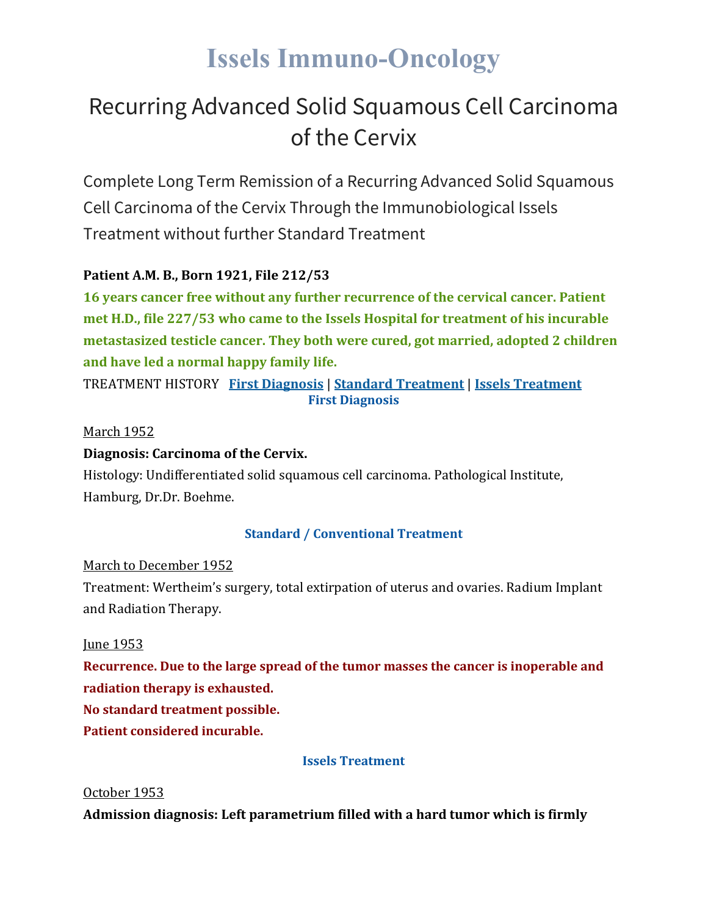# Issels Immuno-Oncology

## Recurring Advanced Solid Squamous Cell Carcinoma of the Cervix

Complete Long Term Remission of a Recurring Advanced Solid Squamous Cell Carcinoma of the Cervix Through the Immunobiological Issels Treatment without further Standard Treatment

**Patient A.M. B., Born 1921, File 212/53**

**16 years cancer free without any further recurrence of the cervical cancer. Patient met H.D., file 227/53 who came to the Issels Hospital for treatment of his incurable metastasized testicle cancer. They both were cured, got married, adopted 2 children and have led a normal happy family life.**

TREATMENT HISTORY **First Diagnosis** | **Standard Treatment** | **Issels Treatment**

### First Diagnosis

March 1952

**Diagnosis: Carcinoma of the Cervix.**

Histology: Undifferentiated solid squamous cell carcinoma. Pathological Institute, Hamburg, Dr.Dr. Boehme.

### Standard / Conventional Treatment

March to December 1952

Treatment: Wertheim's surgery, total extirpation of uterus and ovaries. Radium Implant and Radiation Therapy.

June 1953

**Recurrence. Due to the large spread of the tumor masses the cancer is inoperable and radiation therapy is exhausted.**

**No standard treatment possible.**

**Patient considered incurable.**

### Issels Treatment

October 1953

**Admission diagnosis: Left parametrium filled with a hard tumor which is firmly**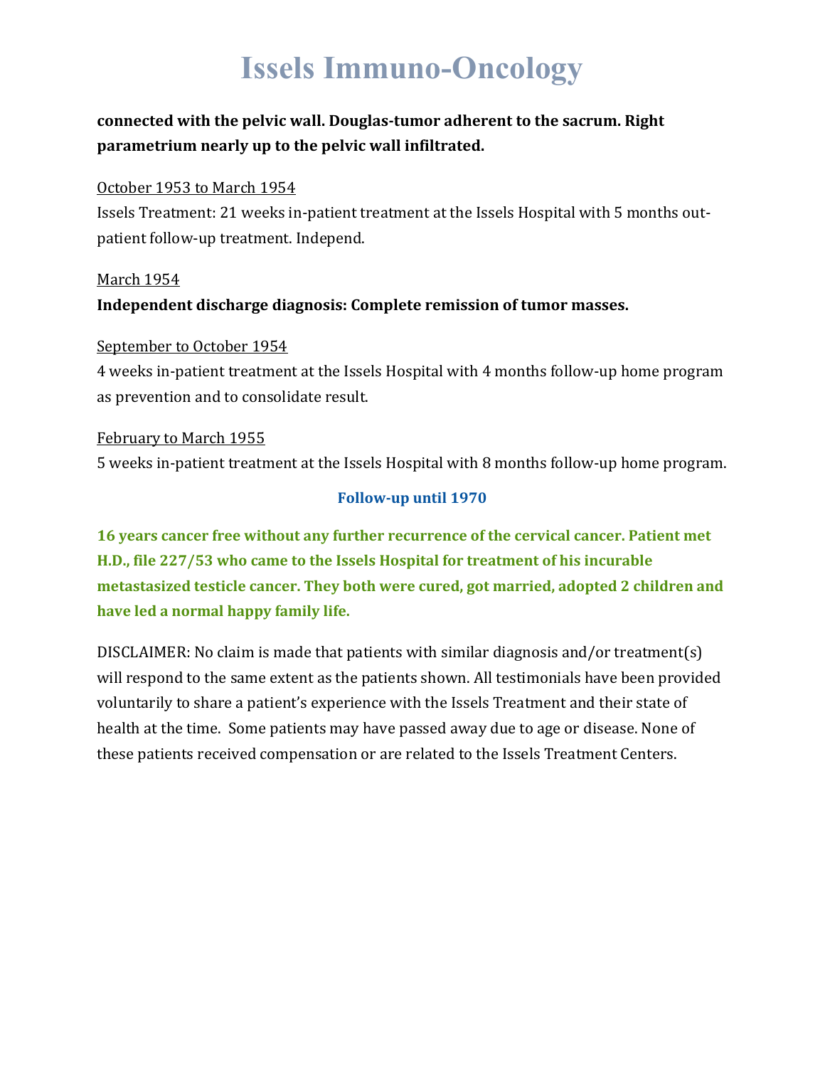**connected with the pelvic wall. Douglas-tumor adherent to the sacrum. Right parametrium nearly up to the pelvic wall infiltrated.**

October 1953 to March 1954

Issels Treatment: 21 weeks in-patient treatment at the Issels Hospital with 5 months out-patient follow-up treatment. Independ.

March 1954

**Independent discharge diagnosis: Complete remission of tumor masses.**

September to October 1954

4 weeks in-patient treatment at the Issels Hospital with 4 months follow-up home program as prevention and to consolidate result.

February to March 1955

5 weeks in-patient treatment at the Issels Hospital with 8 months follow-up home program.

**Follow-up until 1970**

**16 years cancer free without any further recurrence of the cervical cancer. Patient met H.D., file 227/53 who came to the Issels Hospital for treatment of his incurable metastasized testicle cancer. They both were cured, got married, adopted 2 children and have led a normal happy family life.**

DISCLAIMER: No claim is made that patients with similar diagnosis and/or treatment(s) will respond to the same extent as the patients shown. All testimonials have been provided voluntarily to share a patient's experience with the Issels Treatment and their state of health at the time. Some patients may have passed away due to age or disease. None of these patients received compensation or are related to the Issels Treatment Centers.